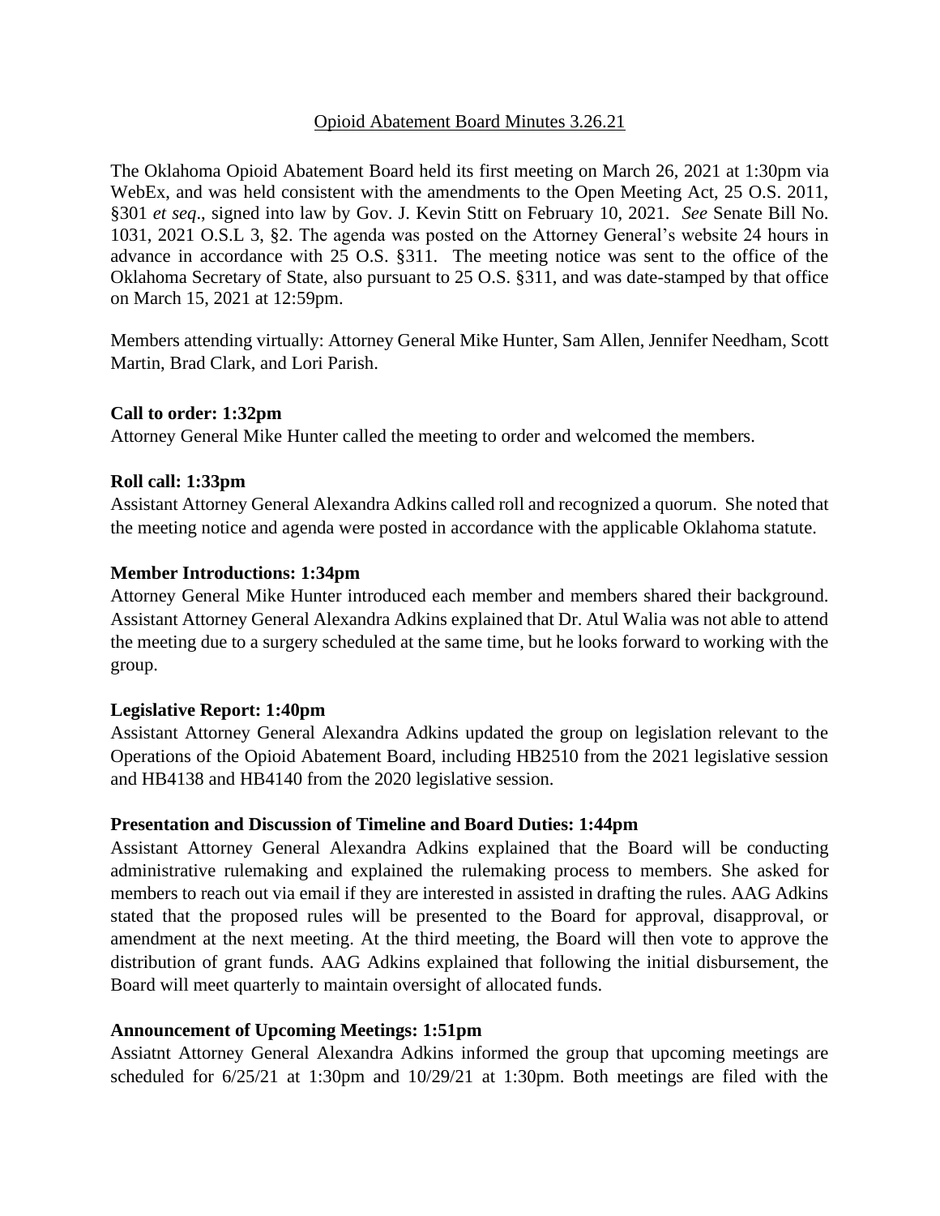Opioid Abatement Board Minutes 3.26.21

The Oklahoma Opioid Abatement Board held its first meeting on March 26, 2021 at 1:30pm via WebEx, and was held consistent with the amendments to the Open Meeting Act, 25 O.S. 2011, §301 *et seq*., signed into law by Gov. J. Kevin Stitt on February 10, 2021. *See* Senate Bill No. 1031, 2021 O.S.L 3, §2. The agenda was posted on the Attorney General's website 24 hours in advance in accordance with 25 O.S. §311. The meeting notice was sent to the office of the Oklahoma Secretary of State, also pursuant to 25 O.S. §311, and was date-stamped by that office on March 15, 2021 at 12:59pm.

Members attending virtually: Attorney General Mike Hunter, Sam Allen, Jennifer Needham, Scott Martin, Brad Clark, and Lori Parish.

**Call to order: 1:32pm**

Attorney General Mike Hunter called the meeting to order and welcomed the members.

**Roll call: 1:33pm**

Assistant Attorney General Alexandra Adkins called roll and recognized a quorum. She noted that the meeting notice and agenda were posted in accordance with the applicable Oklahoma statute.

**Member Introductions: 1:34pm**

Attorney General Mike Hunter introduced each member and members shared their background. Assistant Attorney General Alexandra Adkins explained that Dr. Atul Walia was not able to attend the meeting due to a surgery scheduled at the same time, but he looks forward to working with the group.

**Legislative Report: 1:40pm**

Assistant Attorney General Alexandra Adkins updated the group on legislation relevant to the Operations of the Opioid Abatement Board, including HB2510 from the 2021 legislative session and HB4138 and HB4140 from the 2020 legislative session.

**Presentation and Discussion of Timeline and Board Duties: 1:44pm**

Assistant Attorney General Alexandra Adkins explained that the Board will be conducting administrative rulemaking and explained the rulemaking process to members. She asked for members to reach out via email if they are interested in assisted in drafting the rules. AAG Adkins stated that the proposed rules will be presented to the Board for approval, disapproval, or amendment at the next meeting. At the third meeting, the Board will then vote to approve the distribution of grant funds. AAG Adkins explained that following the initial disbursement, the Board will meet quarterly to maintain oversight of allocated funds.

**Announcement of Upcoming Meetings: 1:51pm**

Assiatnt Attorney General Alexandra Adkins informed the group that upcoming meetings are scheduled for 6/25/21 at 1:30pm and 10/29/21 at 1:30pm. Both meetings are filed with the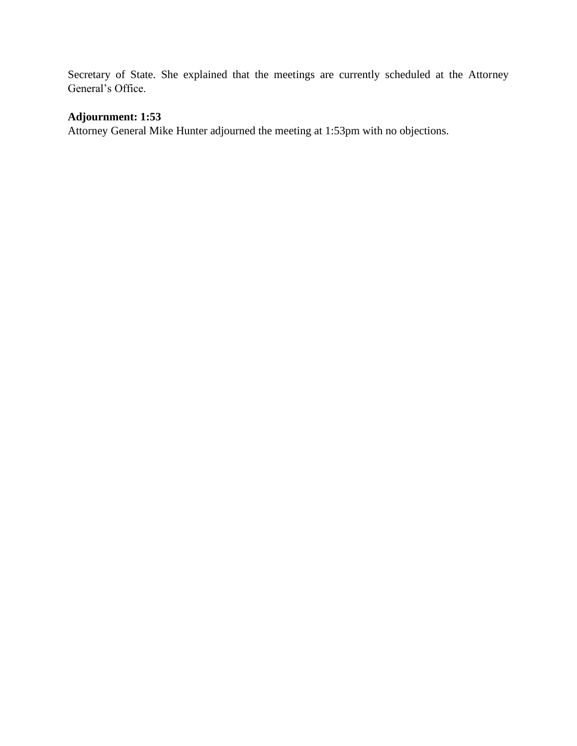Secretary of State. She explained that the meetings are currently scheduled at the Attorney General's Office.

**Adjournment: 1:53**

Attorney General Mike Hunter adjourned the meeting at 1:53pm with no objections.